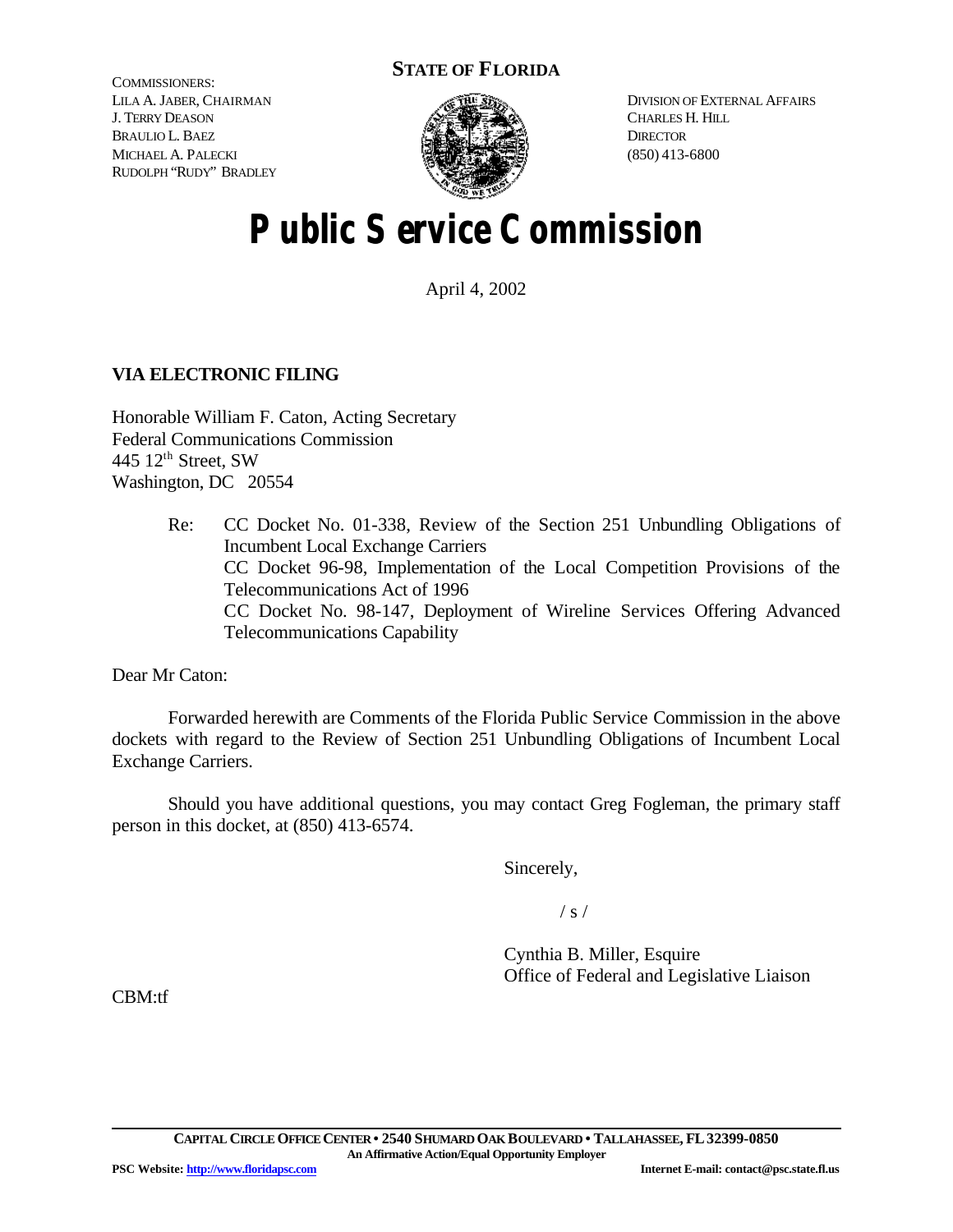COMMISSIONERS:
LILA A. JABER, CHAIRMAN
J. TERRY DEASON
BRAULIO L. BAEZ
MICHAEL A. PALECKI
RUDOLPH "RUDY" BRADLEY

**STATE OF FLORIDA**

DIVISION OF EXTERNAL AFFAIRS
CHARLES H. HILL
DIRECTOR
(850) 413-6800

# Public Service Commission

April 4, 2002

**VIA ELECTRONIC FILING**

Honorable William F. Caton, Acting Secretary
Federal Communications Commission
445 12th Street, SW
Washington, DC 20554

Re: CC Docket No. 01-338, Review of the Section 251 Unbundling Obligations of Incumbent Local Exchange Carriers
CC Docket 96-98, Implementation of the Local Competition Provisions of the Telecommunications Act of 1996
CC Docket No. 98-147, Deployment of Wireline Services Offering Advanced Telecommunications Capability

Dear Mr Caton:

Forwarded herewith are Comments of the Florida Public Service Commission in the above dockets with regard to the Review of Section 251 Unbundling Obligations of Incumbent Local Exchange Carriers.

Should you have additional questions, you may contact Greg Fogleman, the primary staff person in this docket, at (850) 413-6574.

Sincerely,

/ s /

Cynthia B. Miller, Esquire
Office of Federal and Legislative Liaison

CBM:tf

CAPITAL CIRCLE OFFICE CENTER • 2540 SHUMARD OAK BOULEVARD • TALLAHASSEE, FL 32399-0850
An Affirmative Action/Equal Opportunity Employer
PSC Website: http://www.floridapsc.com Internet E-mail: contact@psc.state.fl.us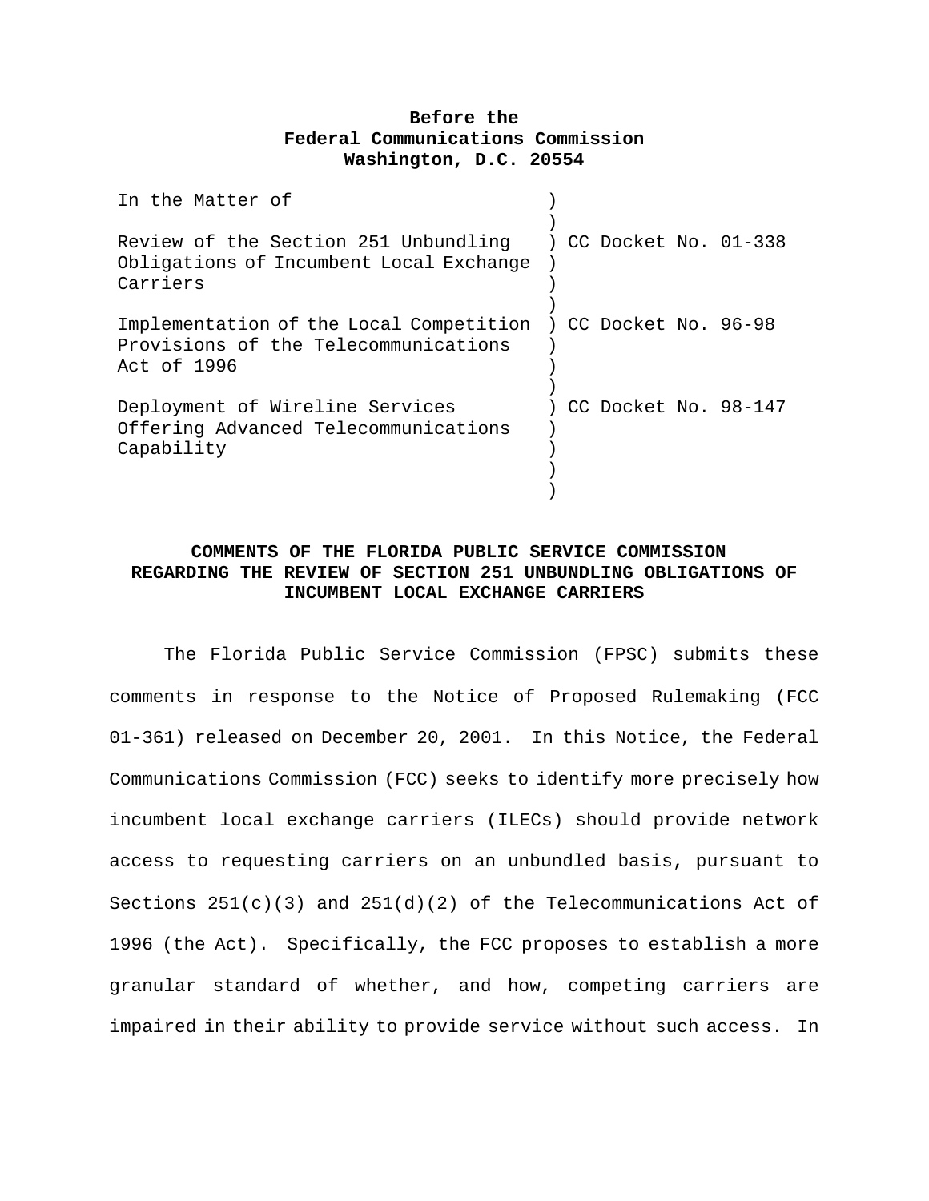**Before the**
**Federal Communications Commission**
**Washington, D.C. 20554**

| | | |
|---|---|---|
| In the Matter of | ) | |
| | ) | |
| Review of the Section 251 Unbundling Obligations of Incumbent Local Exchange Carriers | ) | CC Docket No. 01-338 |
| | ) | |
| Implementation of the Local Competition Provisions of the Telecommunications Act of 1996 | ) | CC Docket No. 96-98 |
| | ) | |
| Deployment of Wireline Services Offering Advanced Telecommunications Capability | ) | CC Docket No. 98-147 |

**COMMENTS OF THE FLORIDA PUBLIC SERVICE COMMISSION REGARDING THE REVIEW OF SECTION 251 UNBUNDLING OBLIGATIONS OF INCUMBENT LOCAL EXCHANGE CARRIERS**

The Florida Public Service Commission (FPSC) submits these comments in response to the Notice of Proposed Rulemaking (FCC 01-361) released on December 20, 2001. In this Notice, the Federal Communications Commission (FCC) seeks to identify more precisely how incumbent local exchange carriers (ILECs) should provide network access to requesting carriers on an unbundled basis, pursuant to Sections 251(c)(3) and 251(d)(2) of the Telecommunications Act of 1996 (the Act). Specifically, the FCC proposes to establish a more granular standard of whether, and how, competing carriers are impaired in their ability to provide service without such access. In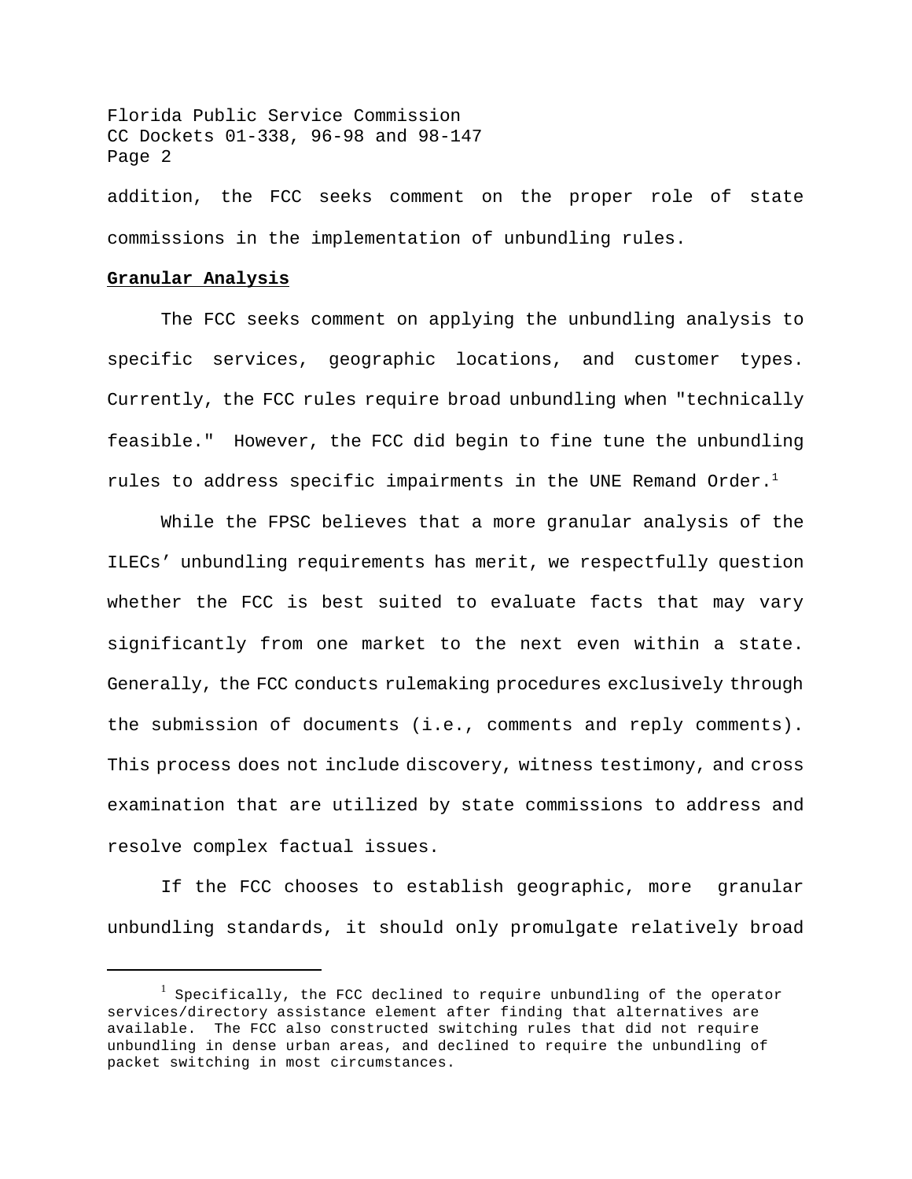addition, the FCC seeks comment on the proper role of state commissions in the implementation of unbundling rules.

**Granular Analysis**

The FCC seeks comment on applying the unbundling analysis to specific services, geographic locations, and customer types. Currently, the FCC rules require broad unbundling when "technically feasible." However, the FCC did begin to fine tune the unbundling rules to address specific impairments in the UNE Remand Order.[1]

While the FPSC believes that a more granular analysis of the ILECs' unbundling requirements has merit, we respectfully question whether the FCC is best suited to evaluate facts that may vary significantly from one market to the next even within a state. Generally, the FCC conducts rulemaking procedures exclusively through the submission of documents (i.e., comments and reply comments). This process does not include discovery, witness testimony, and cross examination that are utilized by state commissions to address and resolve complex factual issues.

If the FCC chooses to establish geographic, more granular unbundling standards, it should only promulgate relatively broad

---

[1] Specifically, the FCC declined to require unbundling of the operator services/directory assistance element after finding that alternatives are available. The FCC also constructed switching rules that did not require unbundling in dense urban areas, and declined to require the unbundling of packet switching in most circumstances.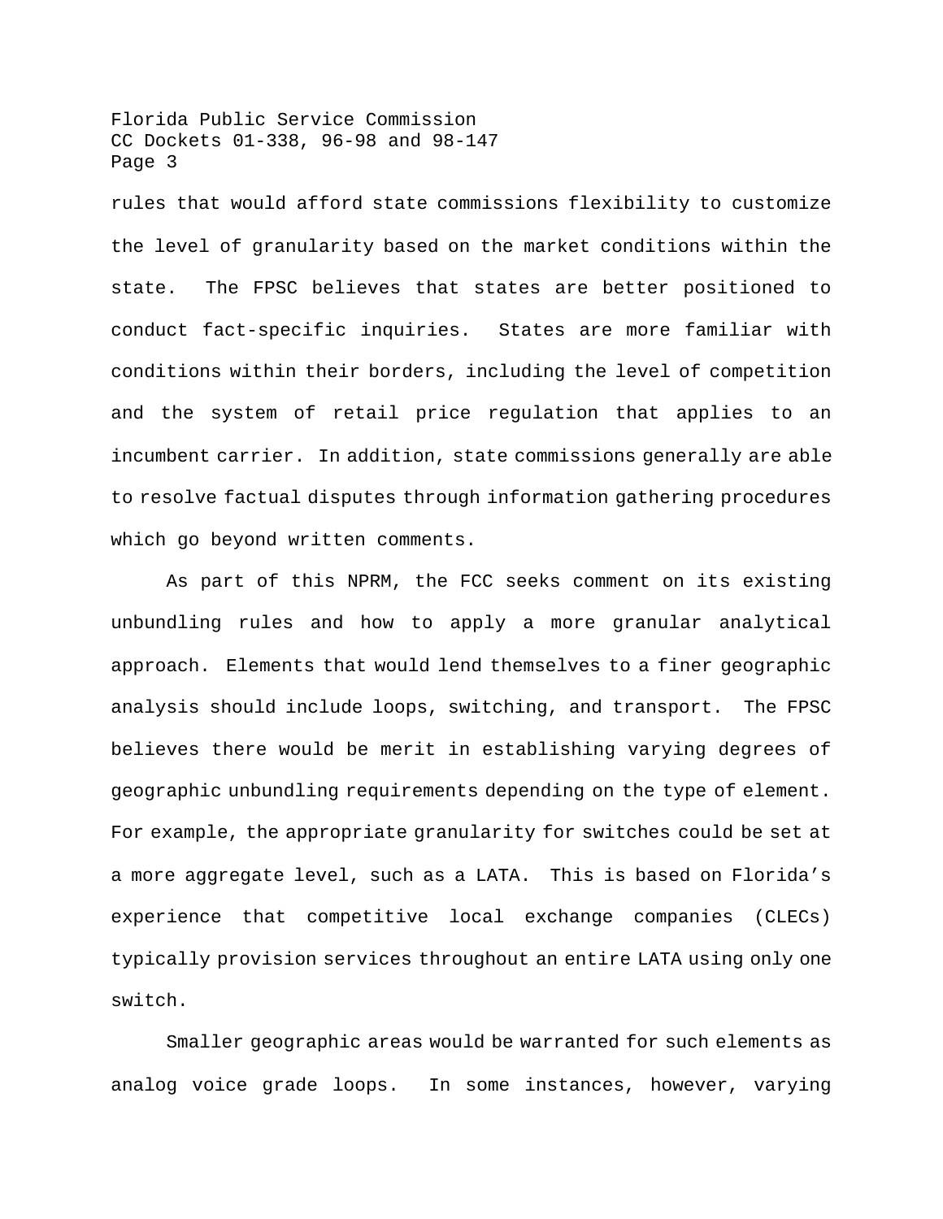rules that would afford state commissions flexibility to customize the level of granularity based on the market conditions within the state. The FPSC believes that states are better positioned to conduct fact-specific inquiries. States are more familiar with conditions within their borders, including the level of competition and the system of retail price regulation that applies to an incumbent carrier. In addition, state commissions generally are able to resolve factual disputes through information gathering procedures which go beyond written comments.

As part of this NPRM, the FCC seeks comment on its existing unbundling rules and how to apply a more granular analytical approach. Elements that would lend themselves to a finer geographic analysis should include loops, switching, and transport. The FPSC believes there would be merit in establishing varying degrees of geographic unbundling requirements depending on the type of element. For example, the appropriate granularity for switches could be set at a more aggregate level, such as a LATA. This is based on Florida's experience that competitive local exchange companies (CLECs) typically provision services throughout an entire LATA using only one switch.

Smaller geographic areas would be warranted for such elements as analog voice grade loops. In some instances, however, varying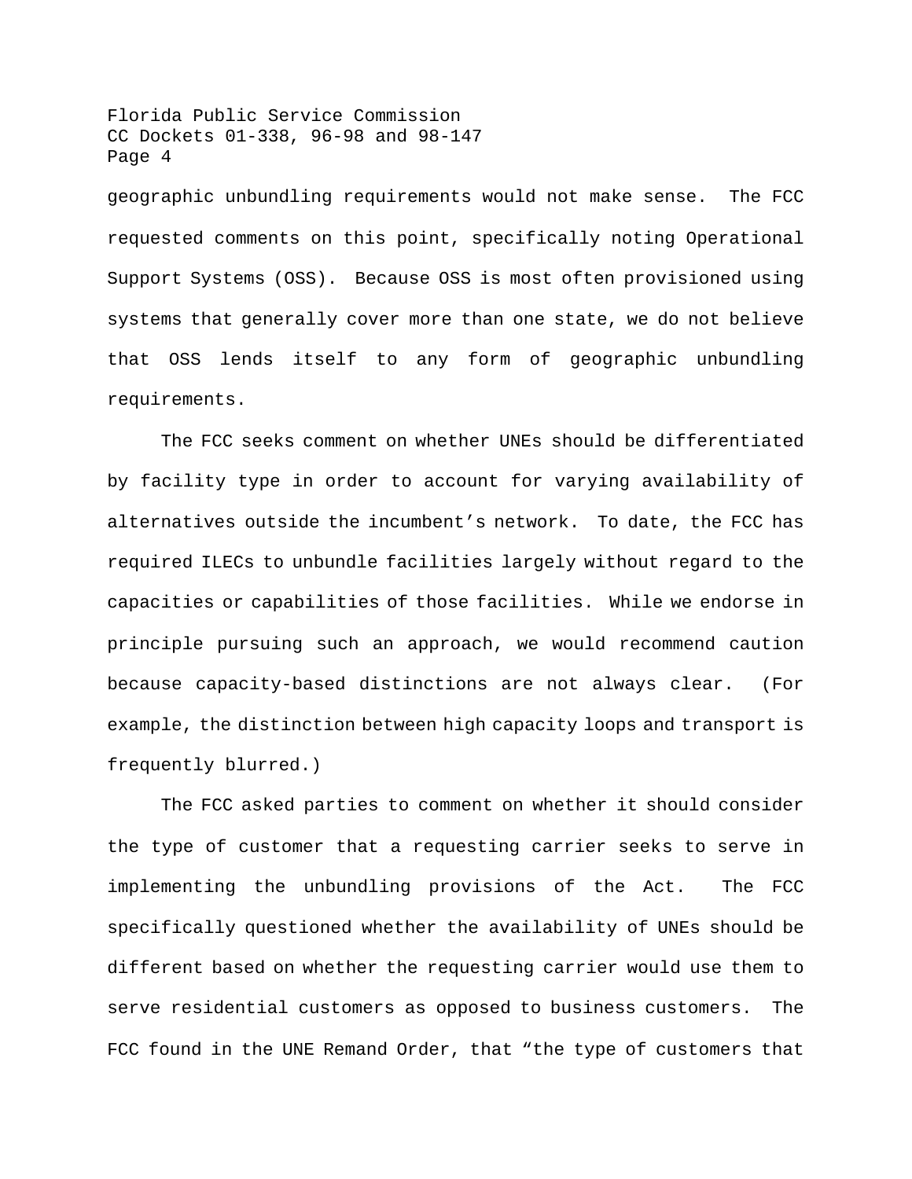geographic unbundling requirements would not make sense. The FCC requested comments on this point, specifically noting Operational Support Systems (OSS). Because OSS is most often provisioned using systems that generally cover more than one state, we do not believe that OSS lends itself to any form of geographic unbundling requirements.

The FCC seeks comment on whether UNEs should be differentiated by facility type in order to account for varying availability of alternatives outside the incumbent's network. To date, the FCC has required ILECs to unbundle facilities largely without regard to the capacities or capabilities of those facilities. While we endorse in principle pursuing such an approach, we would recommend caution because capacity-based distinctions are not always clear. (For example, the distinction between high capacity loops and transport is frequently blurred.)

The FCC asked parties to comment on whether it should consider the type of customer that a requesting carrier seeks to serve in implementing the unbundling provisions of the Act. The FCC specifically questioned whether the availability of UNEs should be different based on whether the requesting carrier would use them to serve residential customers as opposed to business customers. The FCC found in the UNE Remand Order, that "the type of customers that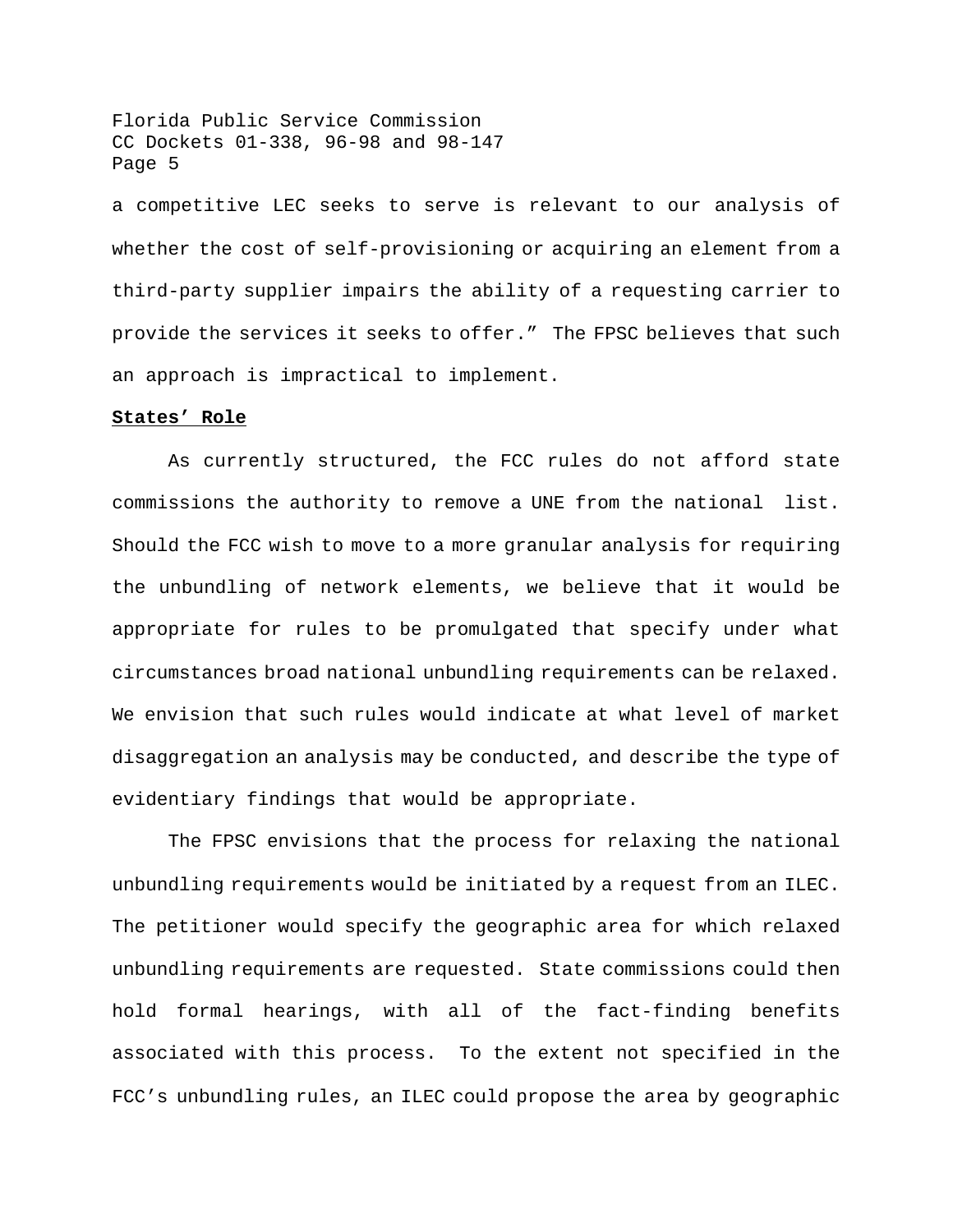a competitive LEC seeks to serve is relevant to our analysis of whether the cost of self-provisioning or acquiring an element from a third-party supplier impairs the ability of a requesting carrier to provide the services it seeks to offer." The FPSC believes that such an approach is impractical to implement.

**States' Role**

As currently structured, the FCC rules do not afford state commissions the authority to remove a UNE from the national list. Should the FCC wish to move to a more granular analysis for requiring the unbundling of network elements, we believe that it would be appropriate for rules to be promulgated that specify under what circumstances broad national unbundling requirements can be relaxed. We envision that such rules would indicate at what level of market disaggregation an analysis may be conducted, and describe the type of evidentiary findings that would be appropriate.

The FPSC envisions that the process for relaxing the national unbundling requirements would be initiated by a request from an ILEC. The petitioner would specify the geographic area for which relaxed unbundling requirements are requested. State commissions could then hold formal hearings, with all of the fact-finding benefits associated with this process. To the extent not specified in the FCC's unbundling rules, an ILEC could propose the area by geographic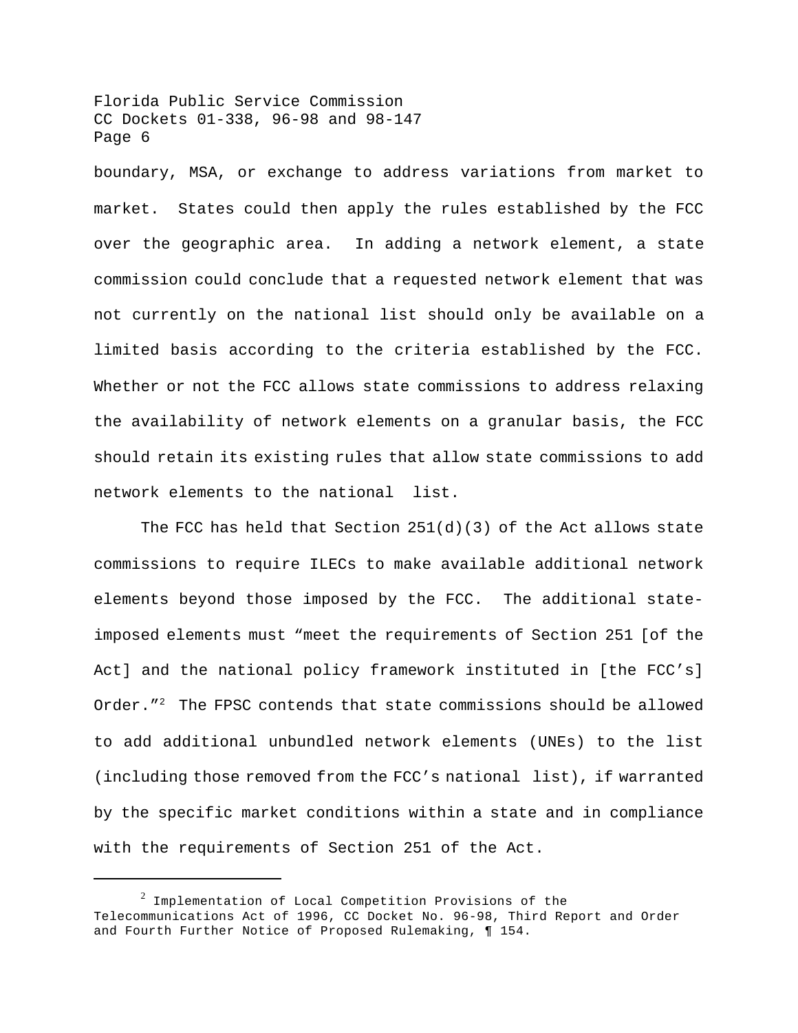boundary, MSA, or exchange to address variations from market to market. States could then apply the rules established by the FCC over the geographic area. In adding a network element, a state commission could conclude that a requested network element that was not currently on the national list should only be available on a limited basis according to the criteria established by the FCC. Whether or not the FCC allows state commissions to address relaxing the availability of network elements on a granular basis, the FCC should retain its existing rules that allow state commissions to add network elements to the national list.

The FCC has held that Section 251(d)(3) of the Act allows state commissions to require ILECs to make available additional network elements beyond those imposed by the FCC. The additional state-imposed elements must "meet the requirements of Section 251 [of the Act] and the national policy framework instituted in [the FCC's] Order."[2] The FPSC contends that state commissions should be allowed to add additional unbundled network elements (UNEs) to the list (including those removed from the FCC's national list), if warranted by the specific market conditions within a state and in compliance with the requirements of Section 251 of the Act.

---

[2] Implementation of Local Competition Provisions of the Telecommunications Act of 1996, CC Docket No. 96-98, Third Report and Order and Fourth Further Notice of Proposed Rulemaking, ¶ 154.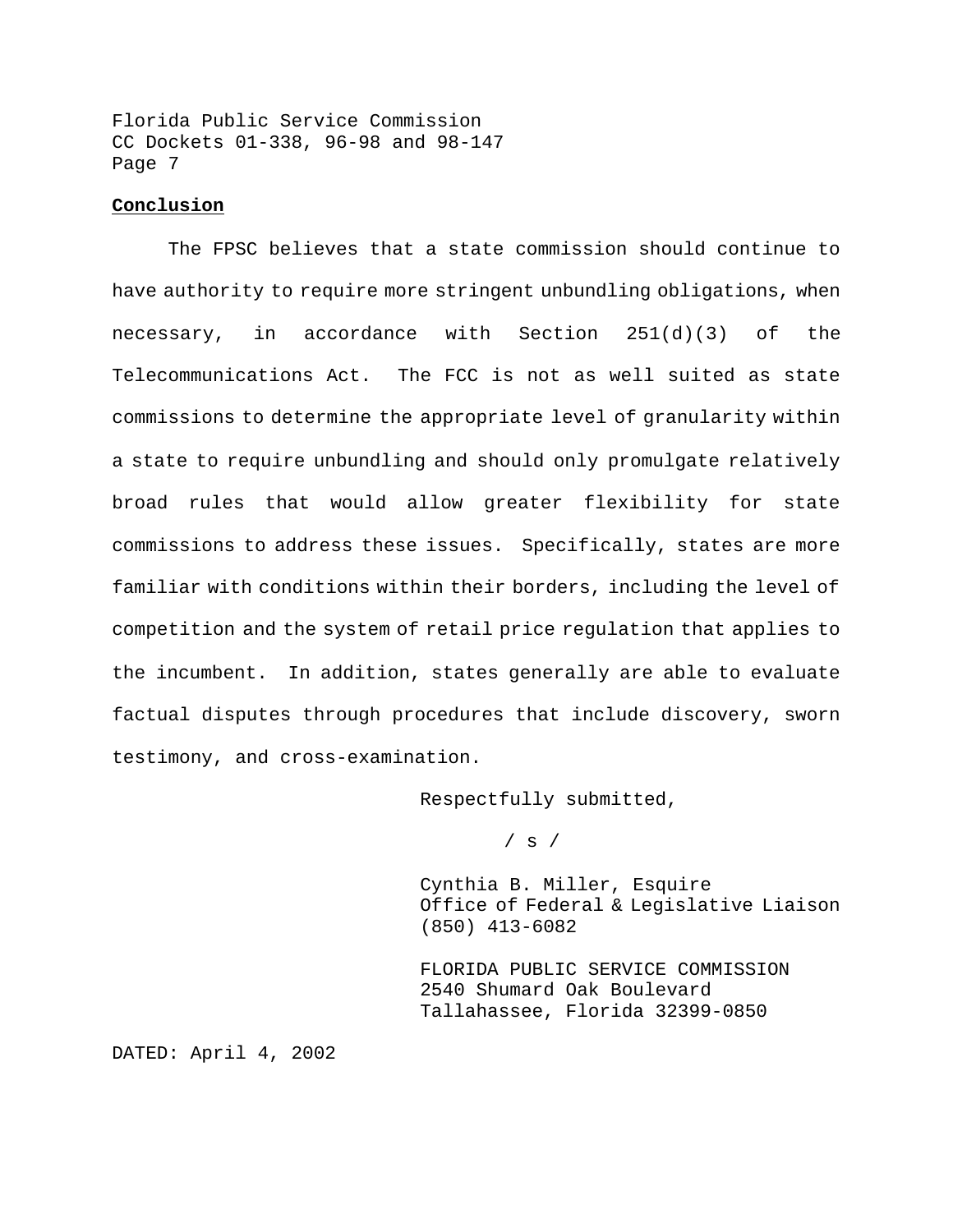**Conclusion**

The FPSC believes that a state commission should continue to have authority to require more stringent unbundling obligations, when necessary, in accordance with Section 251(d)(3) of the Telecommunications Act. The FCC is not as well suited as state commissions to determine the appropriate level of granularity within a state to require unbundling and should only promulgate relatively broad rules that would allow greater flexibility for state commissions to address these issues. Specifically, states are more familiar with conditions within their borders, including the level of competition and the system of retail price regulation that applies to the incumbent. In addition, states generally are able to evaluate factual disputes through procedures that include discovery, sworn testimony, and cross-examination.

Respectfully submitted,

/ s /

Cynthia B. Miller, Esquire
Office of Federal & Legislative Liaison
(850) 413-6082

FLORIDA PUBLIC SERVICE COMMISSION
2540 Shumard Oak Boulevard
Tallahassee, Florida 32399-0850

DATED: April 4, 2002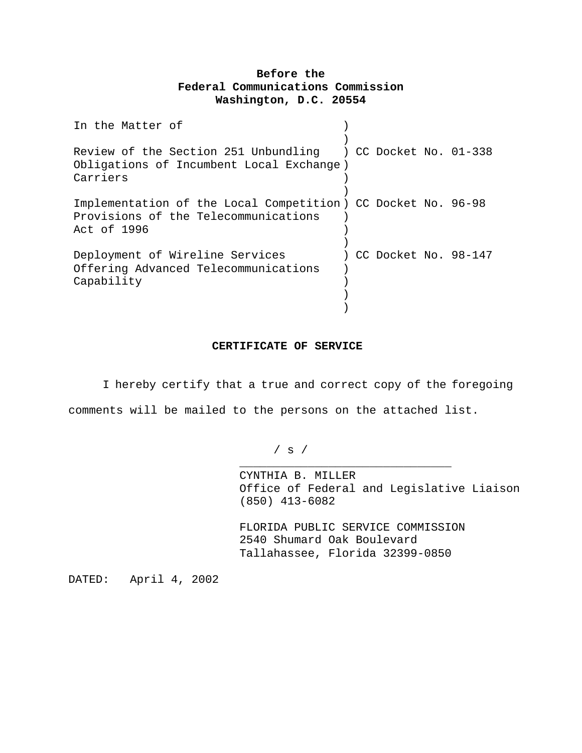**Before the**
**Federal Communications Commission**
**Washington, D.C. 20554**

| | | |
|---|---|---|
| In the Matter of | ) | |
| | ) | |
| Review of the Section 251 Unbundling Obligations of Incumbent Local Exchange Carriers | ) | CC Docket No. 01-338 |
| | ) | |
| Implementation of the Local Competition Provisions of the Telecommunications Act of 1996 | ) | CC Docket No. 96-98 |
| | ) | |
| Deployment of Wireline Services Offering Advanced Telecommunications Capability | ) | CC Docket No. 98-147 |

**CERTIFICATE OF SERVICE**

I hereby certify that a true and correct copy of the foregoing comments will be mailed to the persons on the attached list.

/ s /
_______________________________
CYNTHIA B. MILLER
Office of Federal and Legislative Liaison
(850) 413-6082

FLORIDA PUBLIC SERVICE COMMISSION
2540 Shumard Oak Boulevard
Tallahassee, Florida 32399-0850

DATED: April 4, 2002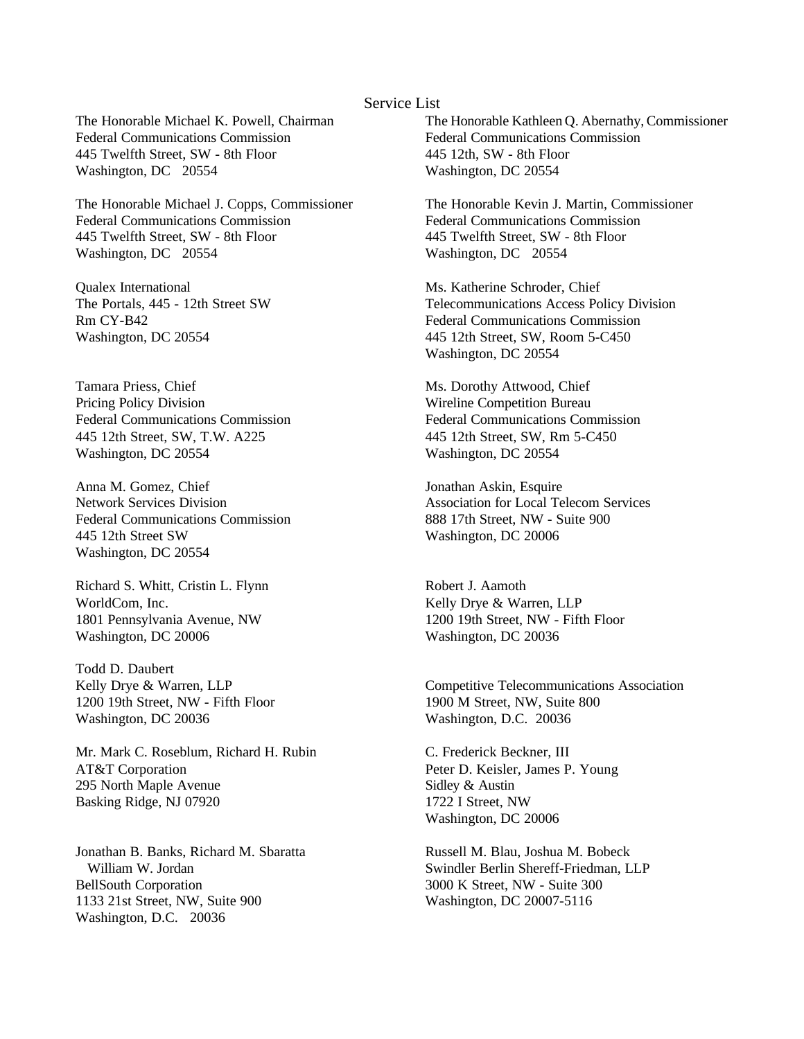# Service List

The Honorable Michael K. Powell, Chairman
Federal Communications Commission
445 Twelfth Street, SW - 8th Floor
Washington, DC 20554

The Honorable Kathleen Q. Abernathy, Commissioner
Federal Communications Commission
445 12th, SW - 8th Floor
Washington, DC 20554

The Honorable Michael J. Copps, Commissioner
Federal Communications Commission
445 Twelfth Street, SW - 8th Floor
Washington, DC 20554

The Honorable Kevin J. Martin, Commissioner
Federal Communications Commission
445 Twelfth Street, SW - 8th Floor
Washington, DC 20554

Qualex International
The Portals, 445 - 12th Street SW
Rm CY-B42
Washington, DC 20554

Ms. Katherine Schroder, Chief
Telecommunications Access Policy Division
Federal Communications Commission
445 12th Street, SW, Room 5-C450
Washington, DC 20554

Tamara Priess, Chief
Pricing Policy Division
Federal Communications Commission
445 12th Street, SW, T.W. A225
Washington, DC 20554

Ms. Dorothy Attwood, Chief
Wireline Competition Bureau
Federal Communications Commission
445 12th Street, SW, Rm 5-C450
Washington, DC 20554

Anna M. Gomez, Chief
Network Services Division
Federal Communications Commission
445 12th Street SW
Washington, DC 20554

Jonathan Askin, Esquire
Association for Local Telecom Services
888 17th Street, NW - Suite 900
Washington, DC 20006

Richard S. Whitt, Cristin L. Flynn
WorldCom, Inc.
1801 Pennsylvania Avenue, NW
Washington, DC 20006

Robert J. Aamoth
Kelly Drye & Warren, LLP
1200 19th Street, NW - Fifth Floor
Washington, DC 20036

Todd D. Daubert
Kelly Drye & Warren, LLP
1200 19th Street, NW - Fifth Floor
Washington, DC 20036

Competitive Telecommunications Association
1900 M Street, NW, Suite 800
Washington, D.C. 20036

Mr. Mark C. Roseblum, Richard H. Rubin
AT&T Corporation
295 North Maple Avenue
Basking Ridge, NJ 07920

C. Frederick Beckner, III
Peter D. Keisler, James P. Young
Sidley & Austin
1722 I Street, NW
Washington, DC 20006

Jonathan B. Banks, Richard M. Sbaratta
William W. Jordan
BellSouth Corporation
1133 21st Street, NW, Suite 900
Washington, D.C. 20036

Russell M. Blau, Joshua M. Bobeck
Swindler Berlin Shereff-Friedman, LLP
3000 K Street, NW - Suite 300
Washington, DC 20007-5116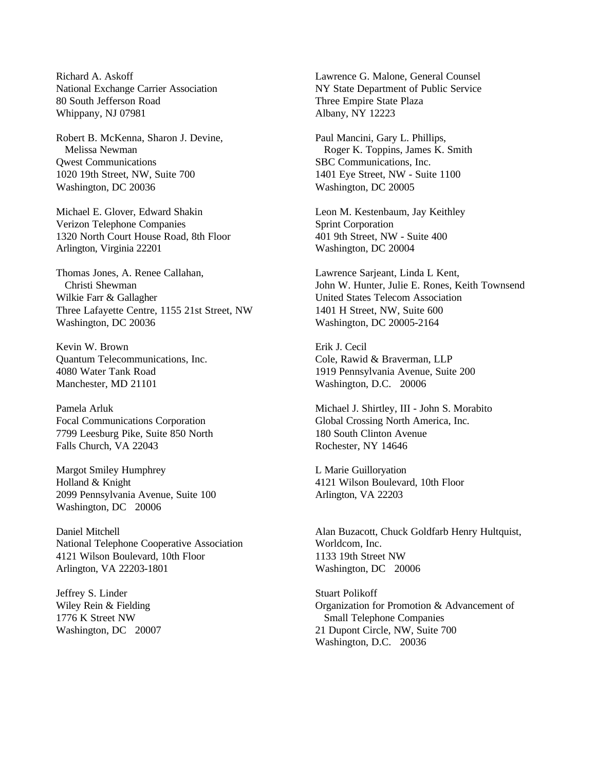Richard A. Askoff
National Exchange Carrier Association
80 South Jefferson Road
Whippany, NJ 07981

Robert B. McKenna, Sharon J. Devine,
Melissa Newman
Qwest Communications
1020 19th Street, NW, Suite 700
Washington, DC 20036

Michael E. Glover, Edward Shakin
Verizon Telephone Companies
1320 North Court House Road, 8th Floor
Arlington, Virginia 22201

Thomas Jones, A. Renee Callahan,
Christi Shewman
Wilkie Farr & Gallagher
Three Lafayette Centre, 1155 21st Street, NW
Washington, DC 20036

Kevin W. Brown
Quantum Telecommunications, Inc.
4080 Water Tank Road
Manchester, MD 21101

Pamela Arluk
Focal Communications Corporation
7799 Leesburg Pike, Suite 850 North
Falls Church, VA 22043

Margot Smiley Humphrey
Holland & Knight
2099 Pennsylvania Avenue, Suite 100
Washington, DC 20006

Daniel Mitchell
National Telephone Cooperative Association
4121 Wilson Boulevard, 10th Floor
Arlington, VA 22203-1801

Jeffrey S. Linder
Wiley Rein & Fielding
1776 K Street NW
Washington, DC 20007

Lawrence G. Malone, General Counsel
NY State Department of Public Service
Three Empire State Plaza
Albany, NY 12223

Paul Mancini, Gary L. Phillips,
Roger K. Toppins, James K. Smith
SBC Communications, Inc.
1401 Eye Street, NW - Suite 1100
Washington, DC 20005

Leon M. Kestenbaum, Jay Keithley
Sprint Corporation
401 9th Street, NW - Suite 400
Washington, DC 20004

Lawrence Sarjeant, Linda L Kent,
John W. Hunter, Julie E. Rones, Keith Townsend
United States Telecom Association
1401 H Street, NW, Suite 600
Washington, DC 20005-2164

Erik J. Cecil
Cole, Rawid & Braverman, LLP
1919 Pennsylvania Avenue, Suite 200
Washington, D.C. 20006

Michael J. Shirtley, III - John S. Morabito
Global Crossing North America, Inc.
180 South Clinton Avenue
Rochester, NY 14646

L Marie Guilloryation
4121 Wilson Boulevard, 10th Floor
Arlington, VA 22203

Alan Buzacott, Chuck Goldfarb Henry Hultquist,
Worldcom, Inc.
1133 19th Street NW
Washington, DC 20006

Stuart Polikoff
Organization for Promotion & Advancement of
Small Telephone Companies
21 Dupont Circle, NW, Suite 700
Washington, D.C. 20036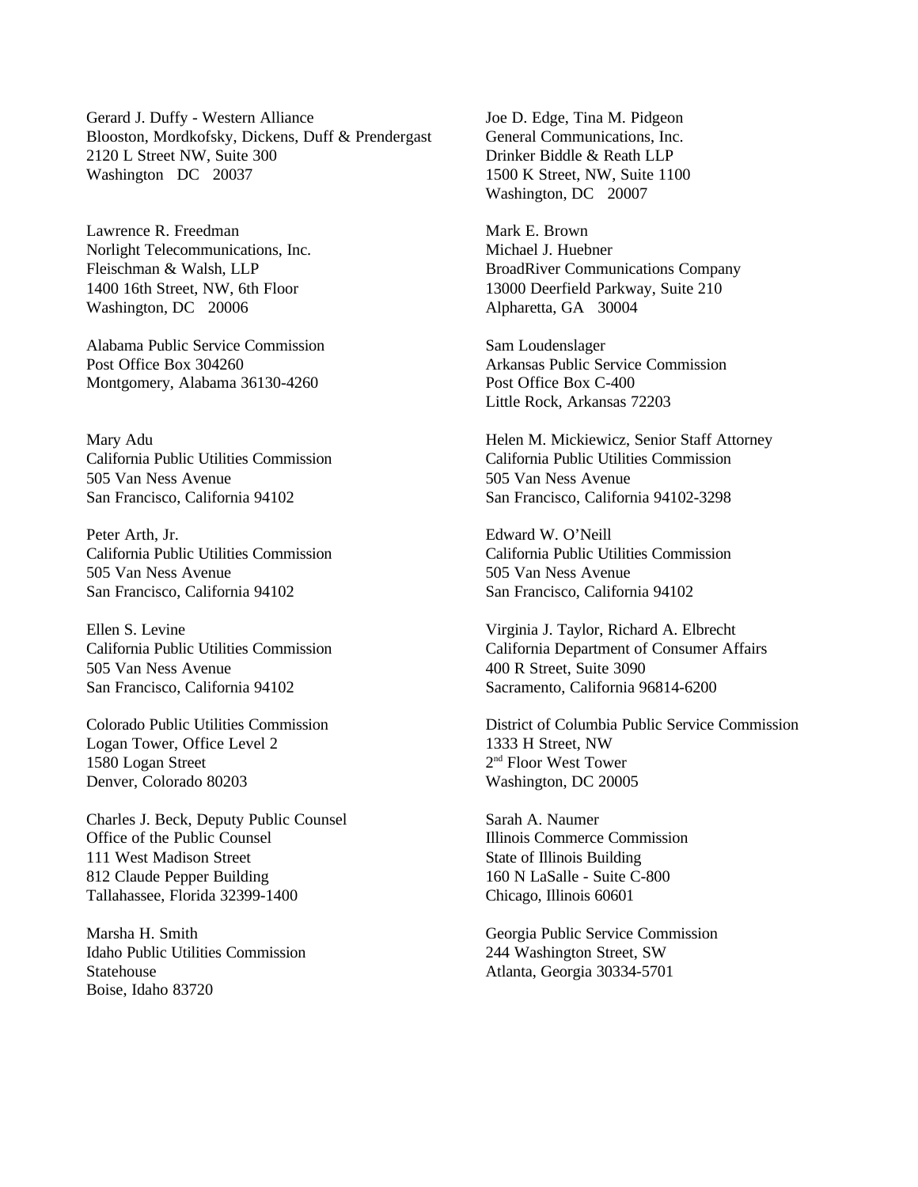Gerard J. Duffy - Western Alliance
Blooston, Mordkofsky, Dickens, Duff & Prendergast
2120 L Street NW, Suite 300
Washington DC 20037

Lawrence R. Freedman
Norlight Telecommunications, Inc.
Fleischman & Walsh, LLP
1400 16th Street, NW, 6th Floor
Washington, DC 20006

Alabama Public Service Commission
Post Office Box 304260
Montgomery, Alabama 36130-4260

Mary Adu
California Public Utilities Commission
505 Van Ness Avenue
San Francisco, California 94102

Peter Arth, Jr.
California Public Utilities Commission
505 Van Ness Avenue
San Francisco, California 94102

Ellen S. Levine
California Public Utilities Commission
505 Van Ness Avenue
San Francisco, California 94102

Colorado Public Utilities Commission
Logan Tower, Office Level 2
1580 Logan Street
Denver, Colorado 80203

Charles J. Beck, Deputy Public Counsel
Office of the Public Counsel
111 West Madison Street
812 Claude Pepper Building
Tallahassee, Florida 32399-1400

Marsha H. Smith
Idaho Public Utilities Commission
Statehouse
Boise, Idaho 83720

Joe D. Edge, Tina M. Pidgeon
General Communications, Inc.
Drinker Biddle & Reath LLP
1500 K Street, NW, Suite 1100
Washington, DC 20007

Mark E. Brown
Michael J. Huebner
BroadRiver Communications Company
13000 Deerfield Parkway, Suite 210
Alpharetta, GA 30004

Sam Loudenslager
Arkansas Public Service Commission
Post Office Box C-400
Little Rock, Arkansas 72203

Helen M. Mickiewicz, Senior Staff Attorney
California Public Utilities Commission
505 Van Ness Avenue
San Francisco, California 94102-3298

Edward W. O'Neill
California Public Utilities Commission
505 Van Ness Avenue
San Francisco, California 94102

Virginia J. Taylor, Richard A. Elbrecht
California Department of Consumer Affairs
400 R Street, Suite 3090
Sacramento, California 96814-6200

District of Columbia Public Service Commission
1333 H Street, NW
2nd Floor West Tower
Washington, DC 20005

Sarah A. Naumer
Illinois Commerce Commission
State of Illinois Building
160 N LaSalle - Suite C-800
Chicago, Illinois 60601

Georgia Public Service Commission
244 Washington Street, SW
Atlanta, Georgia 30334-5701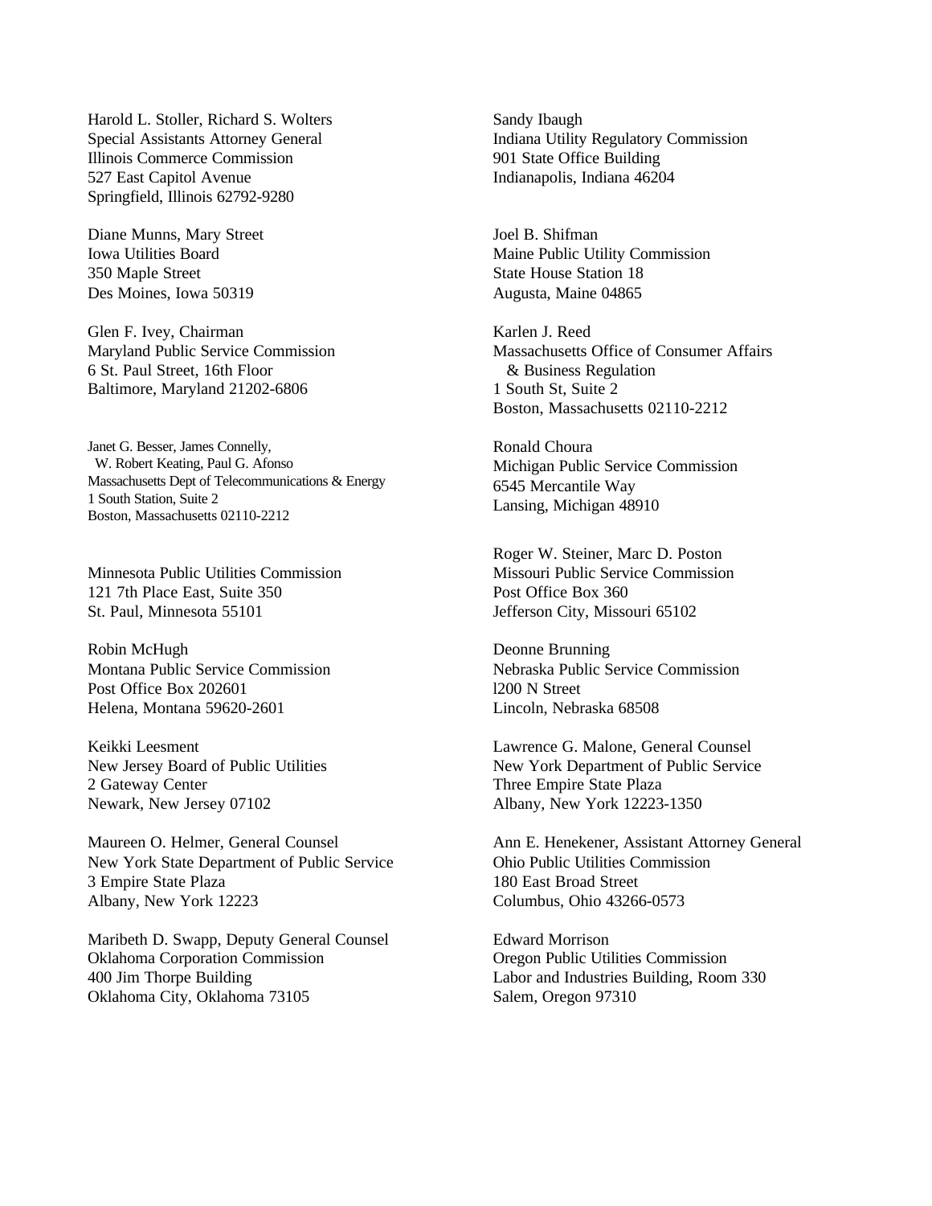Harold L. Stoller, Richard S. Wolters
Special Assistants Attorney General
Illinois Commerce Commission
527 East Capitol Avenue
Springfield, Illinois 62792-9280

Diane Munns, Mary Street
Iowa Utilities Board
350 Maple Street
Des Moines, Iowa 50319

Glen F. Ivey, Chairman
Maryland Public Service Commission
6 St. Paul Street, 16th Floor
Baltimore, Maryland 21202-6806

Janet G. Besser, James Connelly,
W. Robert Keating, Paul G. Afonso
Massachusetts Dept of Telecommunications & Energy
1 South Station, Suite 2
Boston, Massachusetts 02110-2212

Minnesota Public Utilities Commission
121 7th Place East, Suite 350
St. Paul, Minnesota 55101

Robin McHugh
Montana Public Service Commission
Post Office Box 202601
Helena, Montana 59620-2601

Keikki Leesment
New Jersey Board of Public Utilities
2 Gateway Center
Newark, New Jersey 07102

Maureen O. Helmer, General Counsel
New York State Department of Public Service
3 Empire State Plaza
Albany, New York 12223

Maribeth D. Swapp, Deputy General Counsel
Oklahoma Corporation Commission
400 Jim Thorpe Building
Oklahoma City, Oklahoma 73105

Sandy Ibaugh
Indiana Utility Regulatory Commission
901 State Office Building
Indianapolis, Indiana 46204

Joel B. Shifman
Maine Public Utility Commission
State House Station 18
Augusta, Maine 04865

Karlen J. Reed
Massachusetts Office of Consumer Affairs
& Business Regulation
1 South St, Suite 2
Boston, Massachusetts 02110-2212

Ronald Choura
Michigan Public Service Commission
6545 Mercantile Way
Lansing, Michigan 48910

Roger W. Steiner, Marc D. Poston
Missouri Public Service Commission
Post Office Box 360
Jefferson City, Missouri 65102

Deonne Brunning
Nebraska Public Service Commission
l200 N Street
Lincoln, Nebraska 68508

Lawrence G. Malone, General Counsel
New York Department of Public Service
Three Empire State Plaza
Albany, New York 12223-1350

Ann E. Henekener, Assistant Attorney General
Ohio Public Utilities Commission
180 East Broad Street
Columbus, Ohio 43266-0573

Edward Morrison
Oregon Public Utilities Commission
Labor and Industries Building, Room 330
Salem, Oregon 97310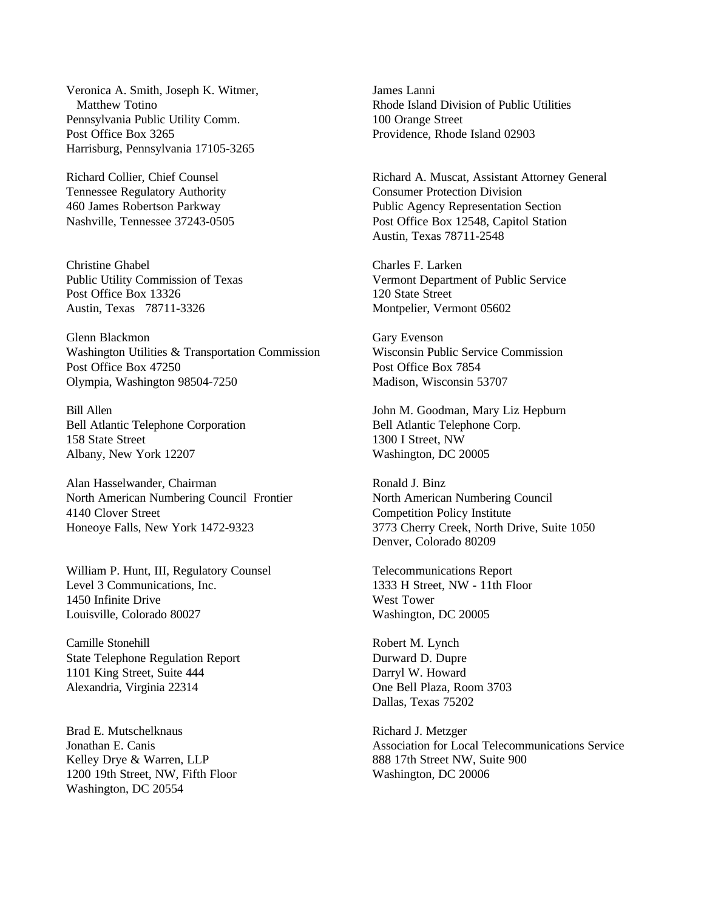Veronica A. Smith, Joseph K. Witmer,
Matthew Totino
Pennsylvania Public Utility Comm.
Post Office Box 3265
Harrisburg, Pennsylvania 17105-3265

James Lanni
Rhode Island Division of Public Utilities
100 Orange Street
Providence, Rhode Island 02903

Richard Collier, Chief Counsel
Tennessee Regulatory Authority
460 James Robertson Parkway
Nashville, Tennessee 37243-0505

Richard A. Muscat, Assistant Attorney General
Consumer Protection Division
Public Agency Representation Section
Post Office Box 12548, Capitol Station
Austin, Texas 78711-2548

Christine Ghabel
Public Utility Commission of Texas
Post Office Box 13326
Austin, Texas 78711-3326

Charles F. Larken
Vermont Department of Public Service
120 State Street
Montpelier, Vermont 05602

Glenn Blackmon
Washington Utilities & Transportation Commission
Post Office Box 47250
Olympia, Washington 98504-7250

Gary Evenson
Wisconsin Public Service Commission
Post Office Box 7854
Madison, Wisconsin 53707

Bill Allen
Bell Atlantic Telephone Corporation
158 State Street
Albany, New York 12207

John M. Goodman, Mary Liz Hepburn
Bell Atlantic Telephone Corp.
1300 I Street, NW
Washington, DC 20005

Alan Hasselwander, Chairman
North American Numbering Council Frontier
4140 Clover Street
Honeoye Falls, New York 1472-9323

Ronald J. Binz
North American Numbering Council
Competition Policy Institute
3773 Cherry Creek, North Drive, Suite 1050
Denver, Colorado 80209

William P. Hunt, III, Regulatory Counsel
Level 3 Communications, Inc.
1450 Infinite Drive
Louisville, Colorado 80027

Telecommunications Report
1333 H Street, NW - 11th Floor
West Tower
Washington, DC 20005

Camille Stonehill
State Telephone Regulation Report
1101 King Street, Suite 444
Alexandria, Virginia 22314

Robert M. Lynch
Durward D. Dupre
Darryl W. Howard
One Bell Plaza, Room 3703
Dallas, Texas 75202

Brad E. Mutschelknaus
Jonathan E. Canis
Kelley Drye & Warren, LLP
1200 19th Street, NW, Fifth Floor
Washington, DC 20554

Richard J. Metzger
Association for Local Telecommunications Service
888 17th Street NW, Suite 900
Washington, DC 20006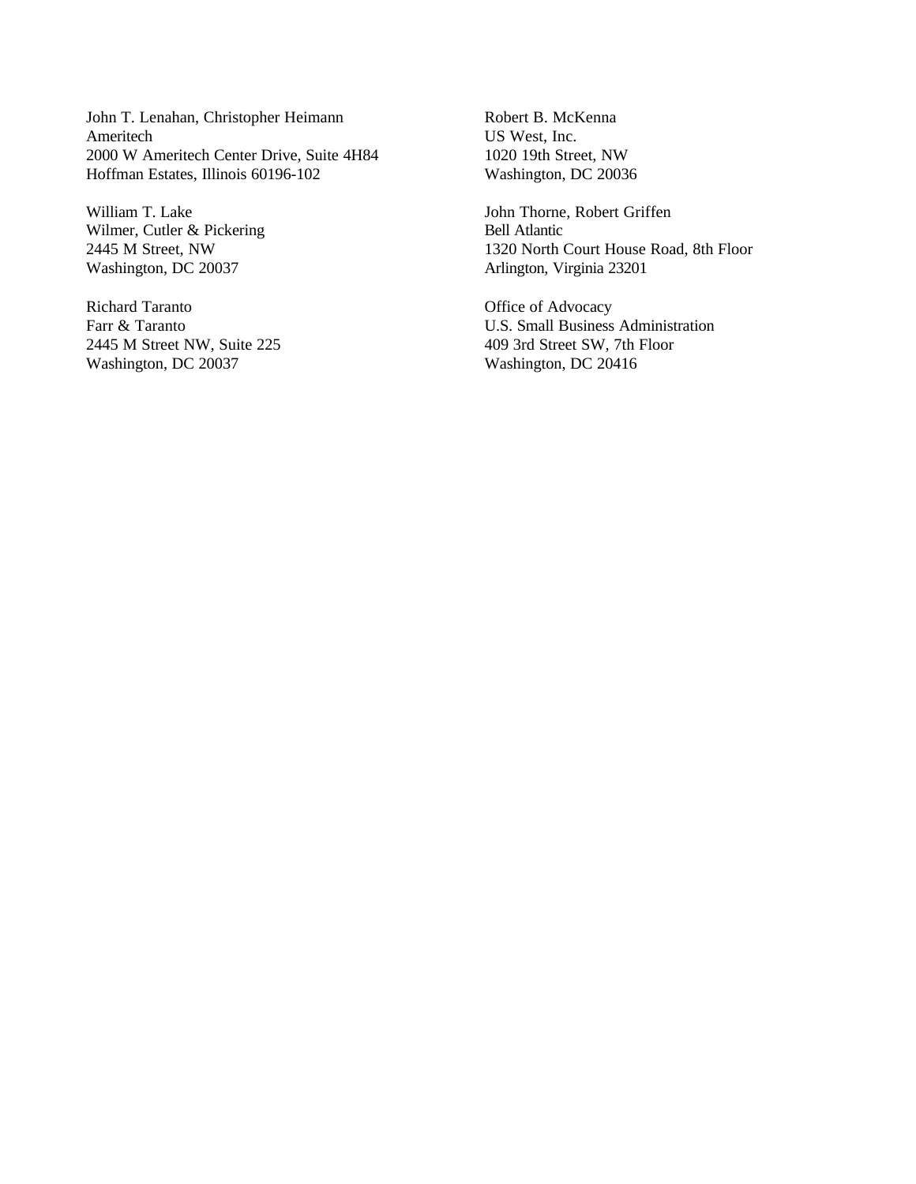John T. Lenahan, Christopher Heimann
Ameritech
2000 W Ameritech Center Drive, Suite 4H84
Hoffman Estates, Illinois 60196-102

William T. Lake
Wilmer, Cutler & Pickering
2445 M Street, NW
Washington, DC 20037

Richard Taranto
Farr & Taranto
2445 M Street NW, Suite 225
Washington, DC 20037

Robert B. McKenna
US West, Inc.
1020 19th Street, NW
Washington, DC 20036

John Thorne, Robert Griffen
Bell Atlantic
1320 North Court House Road, 8th Floor
Arlington, Virginia 23201

Office of Advocacy
U.S. Small Business Administration
409 3rd Street SW, 7th Floor
Washington, DC 20416